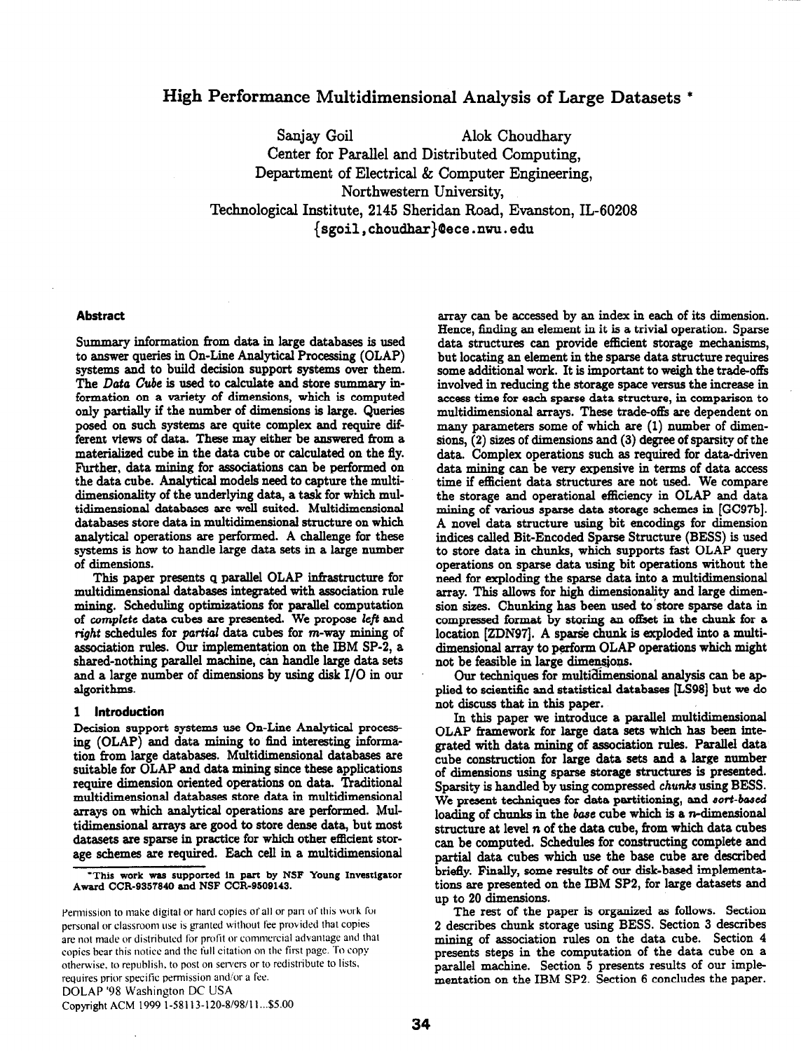# High Performance Multidimensional Analysis of Large Datasets *

Sanjay Goil  Alok Choudhary
Center for Parallel and Distributed Computing,
Department of Electrical & Computer Engineering,
Northwestern University,
Technological Institute, 2145 Sheridan Road, Evanston, IL-60208
{sgoil,choudhar}@ece.nwu.edu

## Abstract

Summary information from data in large databases is used to answer queries in On-Line Analytical Processing (OLAP) systems and to build decision support systems over them. The *Data Cube* is used to calculate and store summary information on a variety of dimensions, which is computed only partially if the number of dimensions is large. Queries posed on such systems are quite complex and require different views of data. These may either be answered from a materialized cube in the data cube or calculated on the fly. Further, data mining for associations can be performed on the data cube. Analytical models need to capture the multidimensionality of the underlying data, a task for which multidimensional databases are well suited. Multidimensional databases store data in multidimensional structure on which analytical operations are performed. A challenge for these systems is how to handle large data sets in a large number of dimensions.

This paper presents q parallel OLAP infrastructure for multidimensional databases integrated with association rule mining. Scheduling optimizations for parallel computation of *complete* data cubes are presented. We propose *left* and *right* schedules for *partial* data cubes for *m*-way mining of association rules. Our implementation on the IBM SP-2, a shared-nothing parallel machine, can handle large data sets and a large number of dimensions by using disk I/O in our algorithms.

## 1 Introduction

Decision support systems use On-Line Analytical processing (OLAP) and data mining to find interesting information from large databases. Multidimensional databases are suitable for OLAP and data mining since these applications require dimension oriented operations on data. Traditional multidimensional databases store data in multidimensional arrays on which analytical operations are performed. Multidimensional arrays are good to store dense data, but most datasets are sparse in practice for which other efficient storage schemes are required. Each cell in a multidimensional array can be accessed by an index in each of its dimension. Hence, finding an element in it is a trivial operation. Sparse data structures can provide efficient storage mechanisms, but locating an element in the sparse data structure requires some additional work. It is important to weigh the trade-offs involved in reducing the storage space versus the increase in access time for each sparse data structure, in comparison to multidimensional arrays. These trade-offs are dependent on many parameters some of which are (1) number of dimensions, (2) sizes of dimensions and (3) degree of sparsity of the data. Complex operations such as required for data-driven data mining can be very expensive in terms of data access time if efficient data structures are not used. We compare the storage and operational efficiency in OLAP and data mining of various sparse data storage schemes in [GC97b]. A novel data structure using bit encodings for dimension indices called Bit-Encoded Sparse Structure (BESS) is used to store data in chunks, which supports fast OLAP query operations on sparse data using bit operations without the need for exploding the sparse data into a multidimensional array. This allows for high dimensionality and large dimension sizes. Chunking has been used to store sparse data in compressed format by storing an offset in the chunk for a location [ZDN97]. A sparse chunk is exploded into a multidimensional array to perform OLAP operations which might not be feasible in large dimensions.

Our techniques for multidimensional analysis can be applied to scientific and statistical databases [LS98] but we do not discuss that in this paper.

In this paper we introduce a parallel multidimensional OLAP framework for large data sets which has been integrated with data mining of association rules. Parallel data cube construction for large data sets and a large number of dimensions using sparse storage structures is presented. Sparsity is handled by using compressed *chunks* using BESS. We present techniques for data partitioning, and *sort-based* loading of chunks in the *base* cube which is a *n*-dimensional structure at level *n* of the data cube, from which data cubes can be computed. Schedules for constructing complete and partial data cubes which use the base cube are described briefly. Finally, some results of our disk-based implementations are presented on the IBM SP2, for large datasets and up to 20 dimensions.

The rest of the paper is organized as follows. Section 2 describes chunk storage using BESS. Section 3 describes mining of association rules on the data cube. Section 4 presents steps in the computation of the data cube on a parallel machine. Section 5 presents results of our implementation on the IBM SP2. Section 6 concludes the paper.

*This work was supported in part by NSF Young Investigator Award CCR-9357840 and NSF CCR-9509143.

Permission to make digital or hard copies of all or part of this work for personal or classroom use is granted without fee provided that copies are not made or distributed for profit or commercial advantage and that copies bear this notice and the full citation on the first page. To copy otherwise, to republish, to post on servers or to redistribute to lists, requires prior specific permission and/or a fee.
DOLAP '98 Washington DC USA
Copyright ACM 1999 1-58113-120-8/98/11...$5.00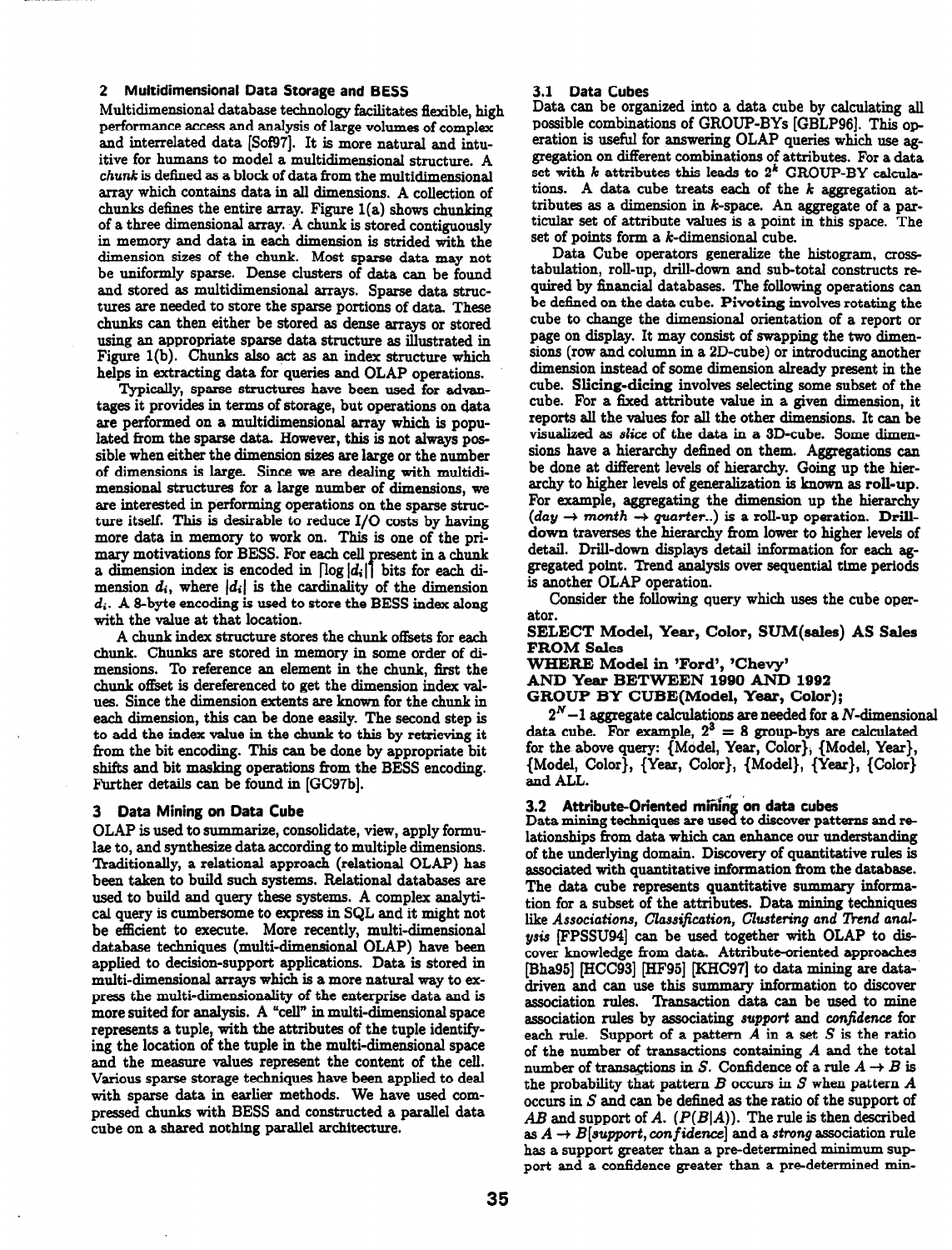## 2 Multidimensional Data Storage and BESS

Multidimensional database technology facilitates flexible, high performance access and analysis of large volumes of complex and interrelated data [Sof97]. It is more natural and intuitive for humans to model a multidimensional structure. A *chunk* is defined as a block of data from the multidimensional array which contains data in all dimensions. A collection of chunks defines the entire array. Figure 1(a) shows chunking of a three dimensional array. A chunk is stored contiguously in memory and data in each dimension is strided with the dimension sizes of the chunk. Most sparse data may not be uniformly sparse. Dense clusters of data can be found and stored as multidimensional arrays. Sparse data structures are needed to store the sparse portions of data. These chunks can then either be stored as dense arrays or stored using an appropriate sparse data structure as illustrated in Figure 1(b). Chunks also act as an index structure which helps in extracting data for queries and OLAP operations.

Typically, sparse structures have been used for advantages it provides in terms of storage, but operations on data are performed on a multidimensional array which is populated from the sparse data. However, this is not always possible when either the dimension sizes are large or the number of dimensions is large. Since we are dealing with multidimensional structures for a large number of dimensions, we are interested in performing operations on the sparse structure itself. This is desirable to reduce I/O costs by having more data in memory to work on. This is one of the primary motivations for BESS. For each cell present in a chunk a dimension index is encoded in $\lceil \log |d_i| \rceil$ bits for each dimension $d_i$, where $|d_i|$ is the cardinality of the dimension $d_i$. A 8-byte encoding is used to store the BESS index along with the value at that location.

A chunk index structure stores the chunk offsets for each chunk. Chunks are stored in memory in some order of dimensions. To reference an element in the chunk, first the chunk offset is dereferenced to get the dimension index values. Since the dimension extents are known for the chunk in each dimension, this can be done easily. The second step is to add the index value in the chunk to this by retrieving it from the bit encoding. This can be done by appropriate bit shifts and bit masking operations from the BESS encoding. Further details can be found in [GC97b].

## 3 Data Mining on Data Cube

OLAP is used to summarize, consolidate, view, apply formulae to, and synthesize data according to multiple dimensions. Traditionally, a relational approach (relational OLAP) has been taken to build such systems. Relational databases are used to build and query these systems. A complex analytical query is cumbersome to express in SQL and it might not be efficient to execute. More recently, multi-dimensional database techniques (multi-dimensional OLAP) have been applied to decision-support applications. Data is stored in multi-dimensional arrays which is a more natural way to express the multi-dimensionality of the enterprise data and is more suited for analysis. A "cell" in multi-dimensional space represents a tuple, with the attributes of the tuple identifying the location of the tuple in the multi-dimensional space and the measure values represent the content of the cell. Various sparse storage techniques have been applied to deal with sparse data in earlier methods. We have used compressed chunks with BESS and constructed a parallel data cube on a shared nothing parallel architecture.

### 3.1 Data Cubes

Data can be organized into a data cube by calculating all possible combinations of GROUP-BYs [GBLP96]. This operation is useful for answering OLAP queries which use aggregation on different combinations of attributes. For a data set with $k$ attributes this leads to $2^k$ GROUP-BY calculations. A data cube treats each of the $k$ aggregation attributes as a dimension in $k$-space. An aggregate of a particular set of attribute values is a point in this space. The set of points form a $k$-dimensional cube.

Data Cube operators generalize the histogram, cross-tabulation, roll-up, drill-down and sub-total constructs required by financial databases. The following operations can be defined on the data cube. **Pivoting** involves rotating the cube to change the dimensional orientation of a report or page on display. It may consist of swapping the two dimensions (row and column in a 2D-cube) or introducing another dimension instead of some dimension already present in the cube. **Slicing-dicing** involves selecting some subset of the cube. For a fixed attribute value in a given dimension, it reports all the values for all the other dimensions. It can be visualized as *slice* of the data in a 3D-cube. Some dimensions have a hierarchy defined on them. Aggregations can be done at different levels of hierarchy. Going up the hierarchy to higher levels of generalization is known as **roll-up**. For example, aggregating the dimension up the hierarchy (*day* → *month* → *quarter*..) is a roll-up operation. **Drill-down** traverses the hierarchy from lower to higher levels of detail. Drill-down displays detail information for each aggregated point. Trend analysis over sequential time periods is another OLAP operation.

Consider the following query which uses the cube operator.

**SELECT Model, Year, Color, SUM(sales) AS Sales**
**FROM Sales**
**WHERE Model in 'Ford', 'Chevy'**
**AND Year BETWEEN 1990 AND 1992**
**GROUP BY CUBE(Model, Year, Color);**

$2^N - 1$ aggregate calculations are needed for a $N$-dimensional data cube. For example, $2^3 = 8$ group-bys are calculated for the above query: {Model, Year, Color}, {Model, Year}, {Model, Color}, {Year, Color}, {Model}, {Year}, {Color} and ALL.

### 3.2 Attribute-Oriented mining on data cubes

Data mining techniques are used to discover patterns and relationships from data which can enhance our understanding of the underlying domain. Discovery of quantitative rules is associated with quantitative information from the database. The data cube represents quantitative summary information for a subset of the attributes. Data mining techniques like *Associations, Classification, Clustering and Trend analysis* [FPSSU94] can be used together with OLAP to discover knowledge from data. Attribute-oriented approaches [Bha95] [HCC93] [HF95] [KHC97] to data mining are data-driven and can use this summary information to discover association rules. Transaction data can be used to mine association rules by associating *support* and *confidence* for each rule. Support of a pattern $A$ in a set $S$ is the ratio of the number of transactions containing $A$ and the total number of transactions in $S$. Confidence of a rule $A \rightarrow B$ is the probability that pattern $B$ occurs in $S$ when pattern $A$ occurs in $S$ and can be defined as the ratio of the support of $AB$ and support of $A$. $(P(B|A))$. The rule is then described as $A \rightarrow B[support, confidence]$ and a *strong* association rule has a support greater than a pre-determined minimum support and a confidence greater than a pre-determined min-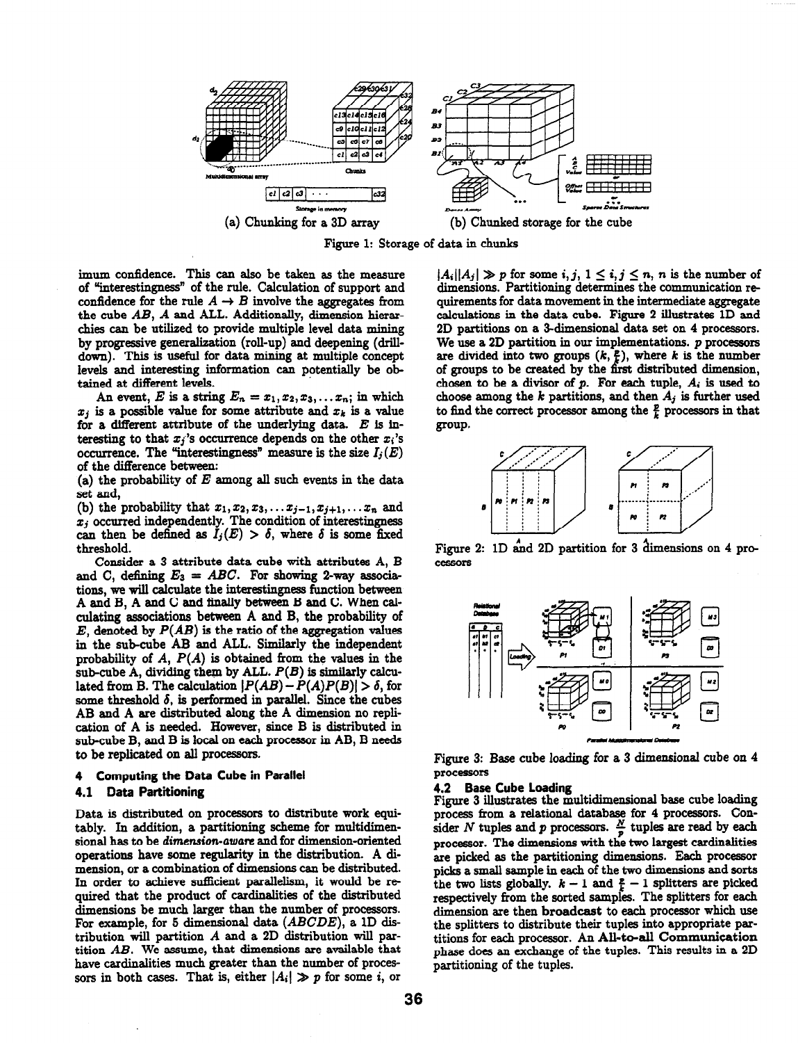(a) Chunking for a 3D array

(b) Chunked storage for the cube

Figure 1: Storage of data in chunks

imum confidence. This can also be taken as the measure of "interestingness" of the rule. Calculation of support and confidence for the rule $A \rightarrow B$ involve the aggregates from the cube $AB$, $A$ and ALL. Additionally, dimension hierarchies can be utilized to provide multiple level data mining by progressive generalization (roll-up) and deepening (drill-down). This is useful for data mining at multiple concept levels and interesting information can potentially be obtained at different levels.

An event, $E$ is a string $E_n = x_1, x_2, x_3, \ldots x_n$; in which $x_j$ is a possible value for some attribute and $x_k$ is a value for a different attribute of the underlying data. $E$ is interesting to that $x_j$'s occurrence depends on the other $x_i$'s occurrence. The "interestingness" measure is the size $I_j(E)$ of the difference between:

(a) the probability of $E$ among all such events in the data set and,

(b) the probability that $x_1, x_2, x_3, \ldots x_{j-1}, x_{j+1}, \ldots x_n$ and $x_j$ occurred independently. The condition of interestingness can then be defined as $I_j(E) > \delta$, where $\delta$ is some fixed threshold.

Consider a 3 attribute data cube with attributes A, B and C, defining $E_3 = ABC$. For showing 2-way associations, we will calculate the interestingness function between A and B, A and C and finally between B and C. When calculating associations between A and B, the probability of $E$, denoted by $P(AB)$ is the ratio of the aggregation values in the sub-cube AB and ALL. Similarly the independent probability of $A$, $P(A)$ is obtained from the values in the sub-cube A, dividing them by ALL. $P(B)$ is similarly calculated from B. The calculation $|P(AB) - P(A)P(B)| > \delta$, for some threshold $\delta$, is performed in parallel. Since the cubes AB and A are distributed along the A dimension no replication of A is needed. However, since B is distributed in sub-cube B, and B is local on each processor in AB, B needs to be replicated on all processors.

## 4 Computing the Data Cube in Parallel

### 4.1 Data Partitioning

Data is distributed on processors to distribute work equitably. In addition, a partitioning scheme for multidimensional has to be *dimension-aware* and for dimension-oriented operations have some regularity in the distribution. A dimension, or a combination of dimensions can be distributed. In order to achieve sufficient parallelism, it would be required that the product of cardinalities of the distributed dimensions be much larger than the number of processors. For example, for 5 dimensional data ($ABCDE$), a 1D distribution will partition $A$ and a 2D distribution will partition $AB$. We assume, that dimensions are available that have cardinalities much greater than the number of processors in both cases. That is, either $|A_i| \gg p$ for some $i$, or $|A_i||A_j| \gg p$ for some $i, j$, $1 \leq i, j \leq n$, $n$ is the number of dimensions. Partitioning determines the communication requirements for data movement in the intermediate aggregate calculations in the data cube. Figure 2 illustrates 1D and 2D partitions on a 3-dimensional data set on 4 processors. We use a 2D partition in our implementations. $p$ processors are divided into two groups $(k, \frac{p}{k})$, where $k$ is the number of groups to be created by the first distributed dimension, chosen to be a divisor of $p$. For each tuple, $A_i$ is used to choose among the $k$ partitions, and then $A_j$ is further used to find the correct processor among the $\frac{p}{k}$ processors in that group.

Figure 2: 1D and 2D partition for 3 dimensions on 4 processors

Figure 3: Base cube loading for a 3 dimensional cube on 4 processors

### 4.2 Base Cube Loading

Figure 3 illustrates the multidimensional base cube loading process from a relational database for 4 processors. Consider $N$ tuples and $p$ processors. $\frac{N}{p}$ tuples are read by each processor. The dimensions with the two largest cardinalities are picked as the partitioning dimensions. Each processor picks a small sample in each of the two dimensions and sorts the two lists globally. $k - 1$ and $\frac{p}{k} - 1$ splitters are picked respectively from the sorted samples. The splitters for each dimension are then **broadcast** to each processor which use the splitters to distribute their tuples into appropriate partitions for each processor. An **All-to-all Communication** phase does an exchange of the tuples. This results in a 2D partitioning of the tuples.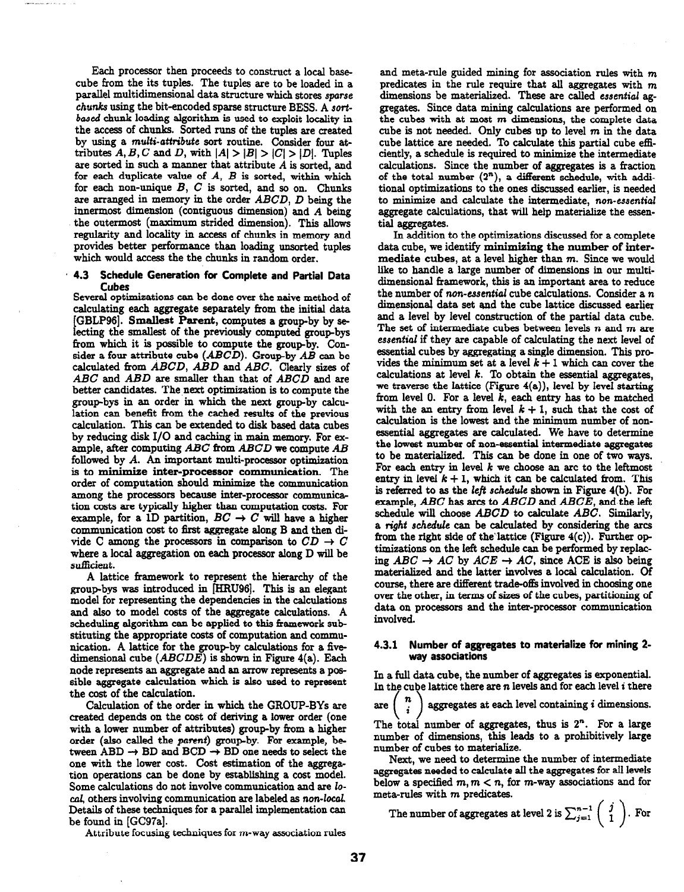Each processor then proceeds to construct a local base-cube from the its tuples. The tuples are to be loaded in a parallel multidimensional data structure which stores *sparse chunks* using the bit-encoded sparse structure BESS. A *sort-based* chunk loading algorithm is used to exploit locality in the access of chunks. Sorted runs of the tuples are created by using a *multi-attribute* sort routine. Consider four attributes $A, B, C$ and $D$, with $|A| > |B| > |C| > |D|$. Tuples are sorted in such a manner that attribute $A$ is sorted, and for each duplicate value of $A$, $B$ is sorted, within which for each non-unique $B$, $C$ is sorted, and so on. Chunks are arranged in memory in the order $ABCD$, $D$ being the innermost dimension (contiguous dimension) and $A$ being the outermost (maximum strided dimension). This allows regularity and locality in access of chunks in memory and provides better performance than loading unsorted tuples which would access the the chunks in random order.

### 4.3 Schedule Generation for Complete and Partial Data Cubes

Several optimizations can be done over the naive method of calculating each aggregate separately from the initial data [GBLP96]. **Smallest Parent,** computes a group-by by selecting the smallest of the previously computed group-bys from which it is possible to compute the group-by. Consider a four attribute cube ($ABCD$). Group-by $AB$ can be calculated from $ABCD$, $ABD$ and $ABC$. Clearly sizes of $ABC$ and $ABD$ are smaller than that of $ABCD$ and are better candidates. The next optimization is to compute the group-bys in an order in which the next group-by calculation can benefit from the cached results of the previous calculation. This can be extended to disk based data cubes by reducing disk I/O and caching in main memory. For example, after computing $ABC$ from $ABCD$ we compute $AB$ followed by $A$. An important multi-processor optimization is to **minimize inter-processor communication.** The order of computation should minimize the communication among the processors because inter-processor communication costs are typically higher than computation costs. For example, for a 1D partition, $BC \rightarrow C$ will have a higher communication cost to first aggregate along B and then divide C among the processors in comparison to $CD \rightarrow C$ where a local aggregation on each processor along D will be sufficient.

A lattice framework to represent the hierarchy of the group-bys was introduced in [HRU96]. This is an elegant model for representing the dependencies in the calculations and also to model costs of the aggregate calculations. A scheduling algorithm can be applied to this framework substituting the appropriate costs of computation and communication. A lattice for the group-by calculations for a five-dimensional cube ($ABCDE$) is shown in Figure 4(a). Each node represents an aggregate and an arrow represents a possible aggregate calculation which is also used to represent the cost of the calculation.

Calculation of the order in which the GROUP-BYs are created depends on the cost of deriving a lower order (one with a lower number of attributes) group-by from a higher order (also called the *parent*) group-by. For example, between ABD → BD and BCD → BD one needs to select the one with the lower cost. Cost estimation of the aggregation operations can be done by establishing a cost model. Some calculations do not involve communication and are *local*, others involving communication are labeled as *non-local*. Details of these techniques for a parallel implementation can be found in [GC97a].

Attribute focusing techniques for $m$-way association rules and meta-rule guided mining for association rules with $m$ predicates in the rule require that all aggregates with $m$ dimensions be materialized. These are called *essential* aggregates. Since data mining calculations are performed on the cubes with at most $m$ dimensions, the complete data cube is not needed. Only cubes up to level $m$ in the data cube lattice are needed. To calculate this partial cube efficiently, a schedule is required to minimize the intermediate calculations. Since the number of aggregates is a fraction of the total number ($2^n$), a different schedule, with additional optimizations to the ones discussed earlier, is needed to minimize and calculate the intermediate, *non-essential* aggregate calculations, that will help materialize the essential aggregates.

In addition to the optimizations discussed for a complete data cube, we identify **minimizing the number of intermediate cubes**, at a level higher than $m$. Since we would like to handle a large number of dimensions in our multi-dimensional framework, this is an important area to reduce the number of *non-essential* cube calculations. Consider a $n$ dimensional data set and the cube lattice discussed earlier and a level by level construction of the partial data cube. The set of intermediate cubes between levels $n$ and $m$ are *essential* if they are capable of calculating the next level of essential cubes by aggregating a single dimension. This provides the minimum set at a level $k+1$ which can cover the calculations at level $k$. To obtain the essential aggregates, we traverse the lattice (Figure 4(a)), level by level starting from level 0. For a level $k$, each entry has to be matched with the an entry from level $k+1$, such that the cost of calculation is the lowest and the minimum number of non-essential aggregates are calculated. We have to determine the lowest number of non-essential intermediate aggregates to be materialized. This can be done in one of two ways. For each entry in level $k$ we choose an arc to the leftmost entry in level $k+1$, which it can be calculated from. This is referred to as the *left schedule* shown in Figure 4(b). For example, $ABC$ has arcs to $ABCD$ and $ABCE$, and the left schedule will choose $ABCD$ to calculate $ABC$. Similarly, a *right schedule* can be calculated by considering the arcs from the right side of the lattice (Figure 4(c)). Further optimizations on the left schedule can be performed by replacing $ABC \rightarrow AC$ by $ACE \rightarrow AC$, since ACE is also being materialized and the latter involves a local calculation. Of course, there are different trade-offs involved in choosing one over the other, in terms of sizes of the cubes, partitioning of data on processors and the inter-processor communication involved.

#### 4.3.1 Number of aggregates to materialize for mining 2-way associations

In a full data cube, the number of aggregates is exponential. In the cube lattice there are $n$ levels and for each level $i$ there are $\binom{n}{i}$ aggregates at each level containing $i$ dimensions. The total number of aggregates, thus is $2^n$. For a large number of dimensions, this leads to a prohibitively large number of cubes to materialize.

Next, we need to determine the number of intermediate aggregates needed to calculate all the aggregates for all levels below a specified $m, m < n$, for $m$-way associations and for meta-rules with $m$ predicates.

The number of aggregates at level 2 is $\sum_{j=1}^{n-1} \binom{j}{1}$. For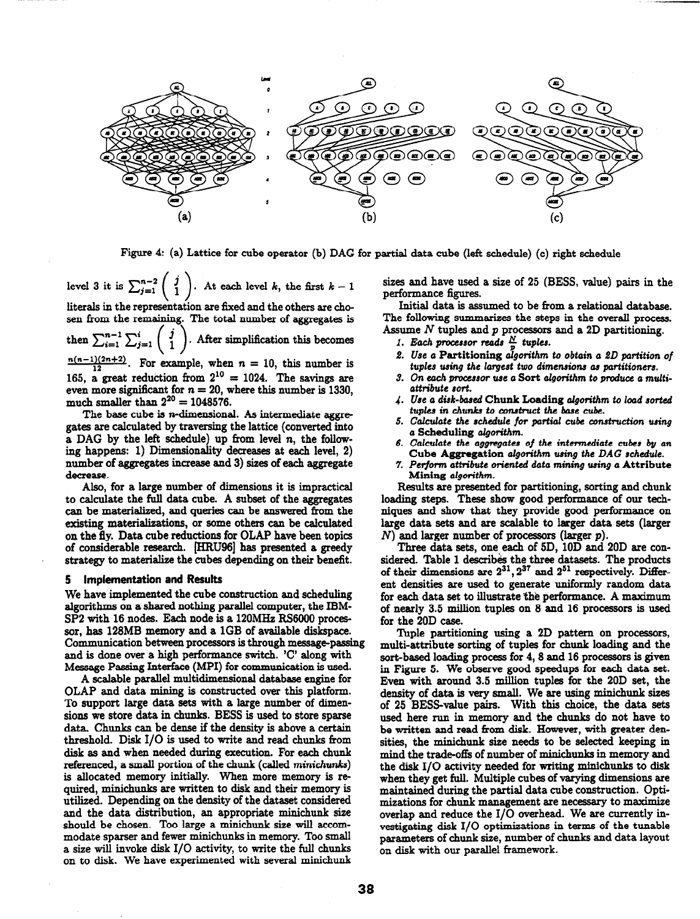Figure 4: (a) Lattice for cube operator (b) DAG for partial data cube (left schedule) (c) right schedule

level 3 it is $\sum_{j=1}^{n-2} \binom{j}{1}$. At each level $k$, the first $k-1$ literals in the representation are fixed and the others are chosen from the remaining. The total number of aggregates is then $\sum_{i=1}^{n-1} \sum_{j=1}^{i} \binom{j}{1}$. After simplification this becomes $\frac{n(n-1)(2n+2)}{12}$. For example, when $n = 10$, this number is 165, a great reduction from $2^{10} = 1024$. The savings are even more significant for $n = 20$, where this number is 1330, much smaller than $2^{20} = 1048576$.

The base cube is $n$-dimensional. As intermediate aggregates are calculated by traversing the lattice (converted into a DAG by the left schedule) up from level $n$, the following happens: 1) Dimensionality decreases at each level, 2) number of aggregates increase and 3) sizes of each aggregate decrease.

Also, for a large number of dimensions it is impractical to calculate the full data cube. A subset of the aggregates can be materialized, and queries can be answered from the existing materializations, or some others can be calculated on the fly. Data cube reductions for OLAP have been topics of considerable research. [HRU96] has presented a greedy strategy to materialize the cubes depending on their benefit.

## 5 Implementation and Results

We have implemented the cube construction and scheduling algorithms on a shared nothing parallel computer, the IBM-SP2 with 16 nodes. Each node is a 120MHz RS6000 processor, has 128MB memory and a 1GB of available diskspace. Communication between processors is through message-passing and is done over a high performance switch. 'C' along with Message Passing Interface (MPI) for communication is used.

A scalable parallel multidimensional database engine for OLAP and data mining is constructed over this platform. To support large data sets with a large number of dimensions we store data in chunks. BESS is used to store sparse data. Chunks can be dense if the density is above a certain threshold. Disk I/O is used to write and read chunks from disk as and when needed during execution. For each chunk referenced, a small portion of the chunk (called *minichunks*) is allocated memory initially. When more memory is required, minichunks are written to disk and their memory is utilized. Depending on the density of the dataset considered and the data distribution, an appropriate minichunk size should be chosen. Too large a minichunk size will accommodate sparser and fewer minichunks in memory. Too small a size will invoke disk I/O activity, to write the full chunks on to disk. We have experimented with several minichunk sizes and have used a size of 25 (BESS, value) pairs in the performance figures.

Initial data is assumed to be from a relational database. The following summarizes the steps in the overall process. Assume $N$ tuples and $p$ processors and a 2D partitioning.

1. *Each processor reads $\frac{N}{p}$ tuples.*
2. *Use a* **Partitioning** *algorithm to obtain a 2D partition of tuples using the largest two dimensions as partitioners.*
3. *On each processor use a* **Sort** *algorithm to produce a multi-attribute sort.*
4. *Use a disk-based* **Chunk Loading** *algorithm to load sorted tuples in chunks to construct the base cube.*
5. *Calculate the schedule for partial cube construction using a* **Scheduling** *algorithm.*
6. *Calculate the aggregates of the intermediate cubes by an* **Cube Aggregation** *algorithm using the DAG schedule.*
7. *Perform attribute oriented data mining using a* **Attribute Mining** *algorithm.*

Results are presented for partitioning, sorting and chunk loading steps. These show good performance of our techniques and show that they provide good performance on large data sets and are scalable to larger data sets (larger $N$) and larger number of processors (larger $p$).

Three data sets, one each of 5D, 10D and 20D are considered. Table 1 describes the three datasets. The products of their dimensions are $2^{31}, 2^{37}$ and $2^{51}$ respectively. Different densities are used to generate uniformly random data for each data set to illustrate the performance. A maximum of nearly 3.5 million tuples on 8 and 16 processors is used for the 20D case.

Tuple partitioning using a 2D pattern on processors, multi-attribute sorting of tuples for chunk loading and the sort-based loading process for 4, 8 and 16 processors is given in Figure 5. We observe good speedups for each data set. Even with around 3.5 million tuples for the 20D set, the density of data is very small. We are using minichunk sizes of 25 BESS-value pairs. With this choice, the data sets used here run in memory and the chunks do not have to be written and read from disk. However, with greater densities, the minichunk size needs to be selected keeping in mind the trade-offs of number of minichunks in memory and the disk I/O activity needed for writing minichunks to disk when they get full. Multiple cubes of varying dimensions are maintained during the partial data cube construction. Optimizations for chunk management are necessary to maximize overlap and reduce the I/O overhead. We are currently investigating disk I/O optimizations in terms of the tunable parameters of chunk size, number of chunks and data layout on disk with our parallel framework.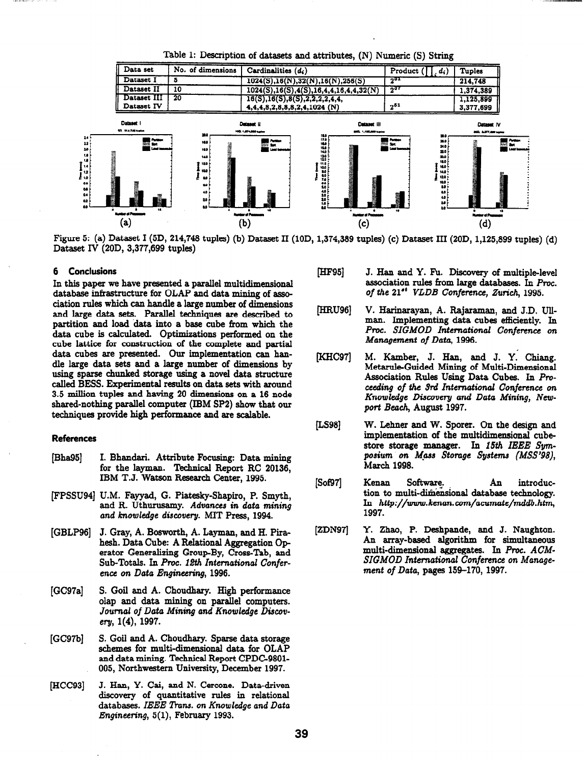Table 1: Description of datasets and attributes, (N) Numeric (S) String

| Data set | No. of dimensions | Cardinalities ($d_i$) | Product ($\prod_i d_i$) | Tuples |
|---|---|---|---|---|
| Dataset I | 5 | 1024(S),16(N),32(N),16(N),256(S) | $2^{31}$ | 214,748 |
| Dataset II | 10 | 1024(S),16(S),4(S),16,4,4,16,4,4,32(N) | $2^{37}$ | 1,374,389 |
| Dataset III | 20 | 16(S),16(S),8(S),2,2,2,2,4,4, | | 1,125,899 |
| Dataset IV | | 4,4,4,8,2,8,8,8,2,4,1024 (N) | $2^{51}$ | 3,377,699 |

Dataset I

Dataset II

Dataset III

Dataset IV

(a) (b) (c) (d)

Figure 5: (a) Dataset I (5D, 214,748 tuples) (b) Dataset II (10D, 1,374,389 tuples) (c) Dataset III (20D, 1,125,899 tuples) (d) Dataset IV (20D, 3,377,699 tuples)

## 6 Conclusions

In this paper we have presented a parallel multidimensional database infrastructure for OLAP and data mining of association rules which can handle a large number of dimensions and large data sets. Parallel techniques are described to partition and load data into a base cube from which the data cube is calculated. Optimizations performed on the cube lattice for construction of the complete and partial data cubes are presented. Our implementation can handle large data sets and a large number of dimensions by using sparse chunked storage using a novel data structure called BESS. Experimental results on data sets with around 3.5 million tuples and having 20 dimensions on a 16 node shared-nothing parallel computer (IBM SP2) show that our techniques provide high performance and are scalable.

## References

[Bha95] I. Bhandari. Attribute Focusing: Data mining for the layman. Technical Report RC 20136, IBM T.J. Watson Research Center, 1995.

[FPSSU94] U.M. Fayyad, G. Piatesky-Shapiro, P. Smyth, and R. Uthurusamy. *Advances in data mining and knowledge discovery*. MIT Press, 1994.

[GBLP96] J. Gray, A. Bosworth, A. Layman, and H. Pirahesh. Data Cube: A Relational Aggregation Operator Generalizing Group-By, Cross-Tab, and Sub-Totals. In *Proc. 12th International Conference on Data Engineering*, 1996.

[GC97a] S. Goil and A. Choudhary. High performance olap and data mining on parallel computers. *Journal of Data Mining and Knowledge Discovery*, 1(4), 1997.

[GC97b] S. Goil and A. Choudhary. Sparse data storage schemes for multi-dimensional data for OLAP and data mining. Technical Report CPDC-9801-005, Northwestern University, December 1997.

[HCC93] J. Han, Y. Cai, and N. Cercone. Data-driven discovery of quantitative rules in relational databases. *IEEE Trans. on Knowledge and Data Engineering*, 5(1), February 1993.

[HF95] J. Han and Y. Fu. Discovery of multiple-level association rules from large databases. In *Proc. of the 21st VLDB Conference, Zurich*, 1995.

[HRU96] V. Harinarayan, A. Rajaraman, and J.D. Ullman. Implementing data cubes efficiently. In *Proc. SIGMOD International Conference on Management of Data*, 1996.

[KHC97] M. Kamber, J. Han, and J. Y. Chiang. Metarule-Guided Mining of Multi-Dimensional Association Rules Using Data Cubes. In *Proceeding of the 3rd International Conference on Knowledge Discovery and Data Mining, Newport Beach*, August 1997.

[LS98] W. Lehner and W. Sporer. On the design and implementation of the multidimensional cubestore storage manager. In *15th IEEE Symposium on Mass Storage Systems (MSS'98)*, March 1998.

[Sof97] Kenan Software. An introduction to multi-dimensional database technology. In *http://www.kenan.com/acumate/mddb.htm*, 1997.

[ZDN97] Y. Zhao, P. Deshpande, and J. Naughton. An array-based algorithm for simultaneous multi-dimensional aggregates. In *Proc. ACM-SIGMOD International Conference on Management of Data*, pages 159–170, 1997.